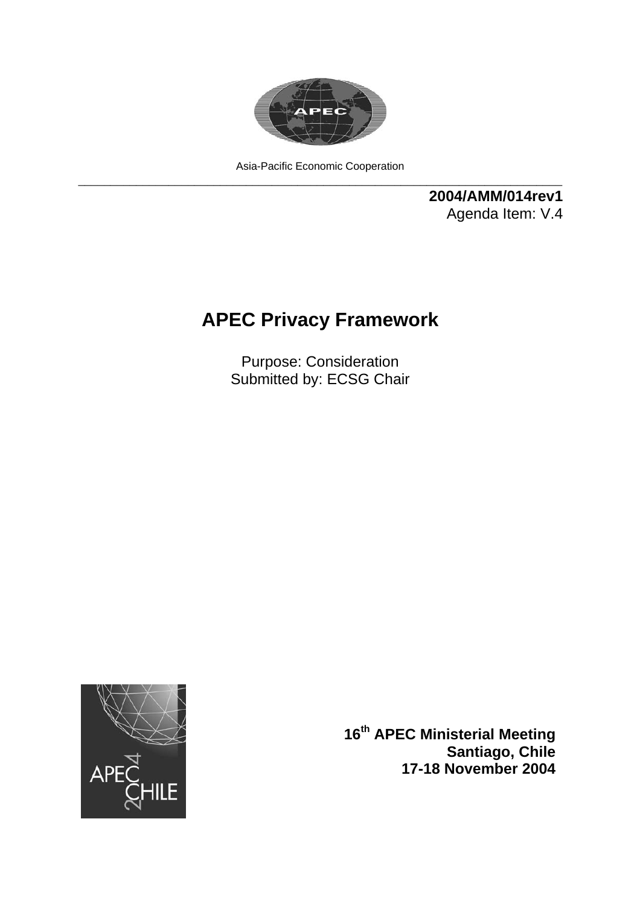Asia-Pacific Economic Cooperation

**2004/AMM/014rev1**
Agenda Item: V.4

# APEC Privacy Framework

Purpose: Consideration
Submitted by: ECSG Chair

**16th APEC Ministerial Meeting**
**Santiago, Chile**
**17-18 November 2004**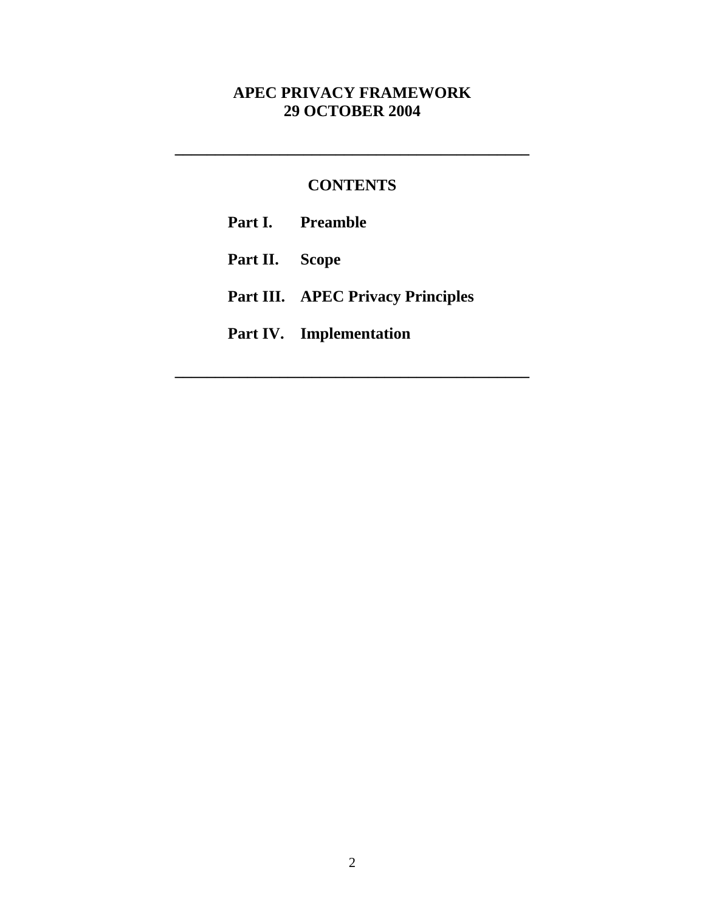# APEC PRIVACY FRAMEWORK
# 29 OCTOBER 2004

---

## CONTENTS

**Part I. Preamble**

**Part II. Scope**

**Part III. APEC Privacy Principles**

**Part IV. Implementation**

---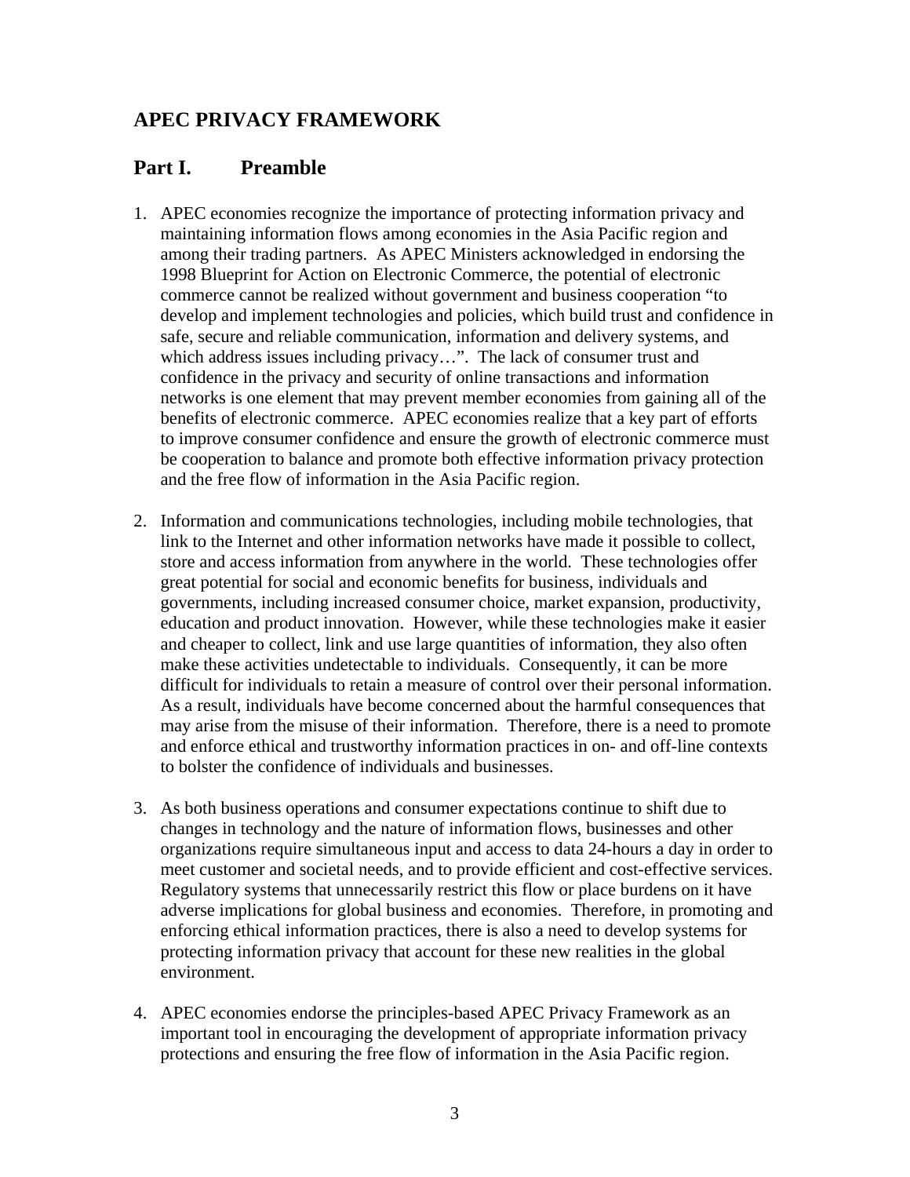# APEC PRIVACY FRAMEWORK

## Part I. Preamble

1. APEC economies recognize the importance of protecting information privacy and maintaining information flows among economies in the Asia Pacific region and among their trading partners. As APEC Ministers acknowledged in endorsing the 1998 Blueprint for Action on Electronic Commerce, the potential of electronic commerce cannot be realized without government and business cooperation "to develop and implement technologies and policies, which build trust and confidence in safe, secure and reliable communication, information and delivery systems, and which address issues including privacy…". The lack of consumer trust and confidence in the privacy and security of online transactions and information networks is one element that may prevent member economies from gaining all of the benefits of electronic commerce. APEC economies realize that a key part of efforts to improve consumer confidence and ensure the growth of electronic commerce must be cooperation to balance and promote both effective information privacy protection and the free flow of information in the Asia Pacific region.

2. Information and communications technologies, including mobile technologies, that link to the Internet and other information networks have made it possible to collect, store and access information from anywhere in the world. These technologies offer great potential for social and economic benefits for business, individuals and governments, including increased consumer choice, market expansion, productivity, education and product innovation. However, while these technologies make it easier and cheaper to collect, link and use large quantities of information, they also often make these activities undetectable to individuals. Consequently, it can be more difficult for individuals to retain a measure of control over their personal information. As a result, individuals have become concerned about the harmful consequences that may arise from the misuse of their information. Therefore, there is a need to promote and enforce ethical and trustworthy information practices in on- and off-line contexts to bolster the confidence of individuals and businesses.

3. As both business operations and consumer expectations continue to shift due to changes in technology and the nature of information flows, businesses and other organizations require simultaneous input and access to data 24-hours a day in order to meet customer and societal needs, and to provide efficient and cost-effective services. Regulatory systems that unnecessarily restrict this flow or place burdens on it have adverse implications for global business and economies. Therefore, in promoting and enforcing ethical information practices, there is also a need to develop systems for protecting information privacy that account for these new realities in the global environment.

4. APEC economies endorse the principles-based APEC Privacy Framework as an important tool in encouraging the development of appropriate information privacy protections and ensuring the free flow of information in the Asia Pacific region.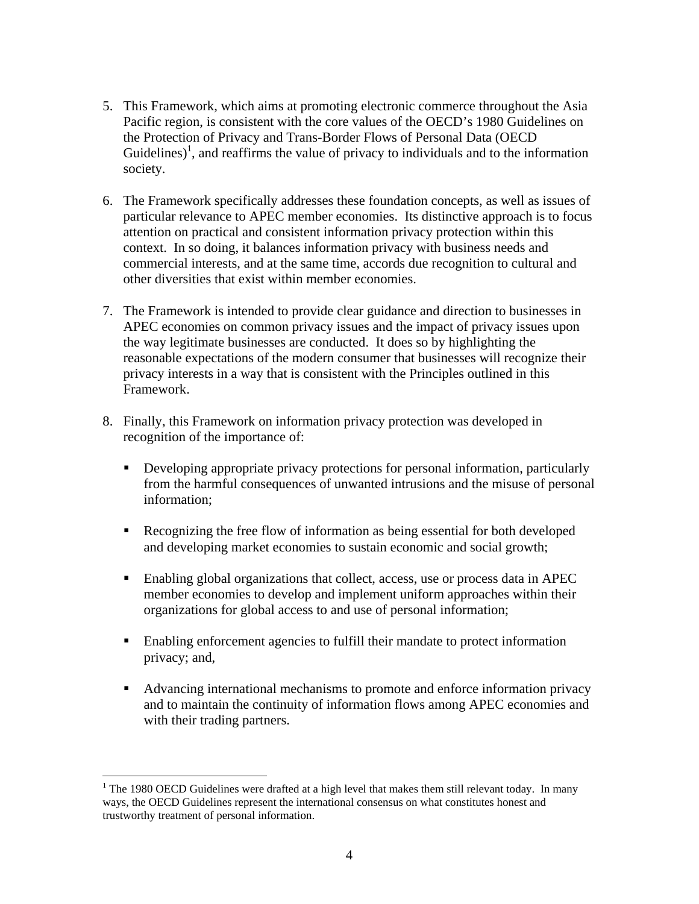5. This Framework, which aims at promoting electronic commerce throughout the Asia Pacific region, is consistent with the core values of the OECD's 1980 Guidelines on the Protection of Privacy and Trans-Border Flows of Personal Data (OECD Guidelines)[1], and reaffirms the value of privacy to individuals and to the information society.

6. The Framework specifically addresses these foundation concepts, as well as issues of particular relevance to APEC member economies. Its distinctive approach is to focus attention on practical and consistent information privacy protection within this context. In so doing, it balances information privacy with business needs and commercial interests, and at the same time, accords due recognition to cultural and other diversities that exist within member economies.

7. The Framework is intended to provide clear guidance and direction to businesses in APEC economies on common privacy issues and the impact of privacy issues upon the way legitimate businesses are conducted. It does so by highlighting the reasonable expectations of the modern consumer that businesses will recognize their privacy interests in a way that is consistent with the Principles outlined in this Framework.

8. Finally, this Framework on information privacy protection was developed in recognition of the importance of:

   - Developing appropriate privacy protections for personal information, particularly from the harmful consequences of unwanted intrusions and the misuse of personal information;

   - Recognizing the free flow of information as being essential for both developed and developing market economies to sustain economic and social growth;

   - Enabling global organizations that collect, access, use or process data in APEC member economies to develop and implement uniform approaches within their organizations for global access to and use of personal information;

   - Enabling enforcement agencies to fulfill their mandate to protect information privacy; and,

   - Advancing international mechanisms to promote and enforce information privacy and to maintain the continuity of information flows among APEC economies and with their trading partners.

[1] The 1980 OECD Guidelines were drafted at a high level that makes them still relevant today. In many ways, the OECD Guidelines represent the international consensus on what constitutes honest and trustworthy treatment of personal information.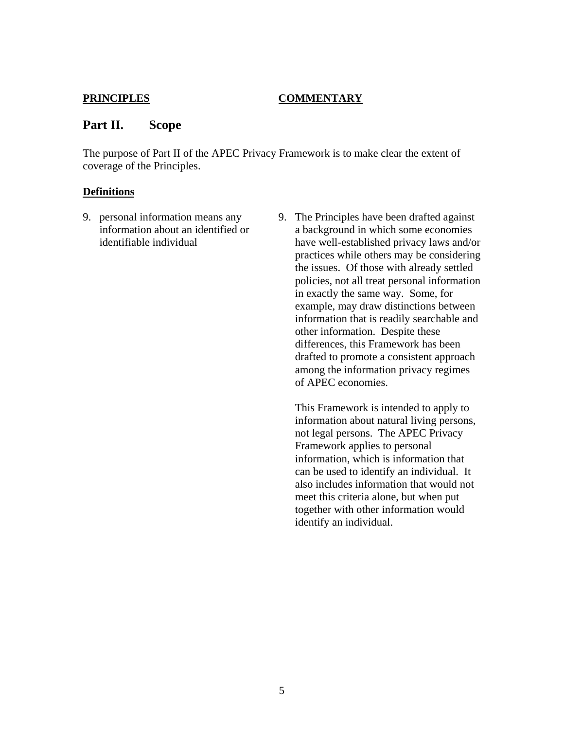**PRINCIPLES** **COMMENTARY**

## Part II. Scope

The purpose of Part II of the APEC Privacy Framework is to make clear the extent of coverage of the Principles.

**Definitions**

9. personal information means any information about an identified or identifiable individual

9. The Principles have been drafted against a background in which some economies have well-established privacy laws and/or practices while others may be considering the issues. Of those with already settled policies, not all treat personal information in exactly the same way. Some, for example, may draw distinctions between information that is readily searchable and other information. Despite these differences, this Framework has been drafted to promote a consistent approach among the information privacy regimes of APEC economies.

   This Framework is intended to apply to information about natural living persons, not legal persons. The APEC Privacy Framework applies to personal information, which is information that can be used to identify an individual. It also includes information that would not meet this criteria alone, but when put together with other information would identify an individual.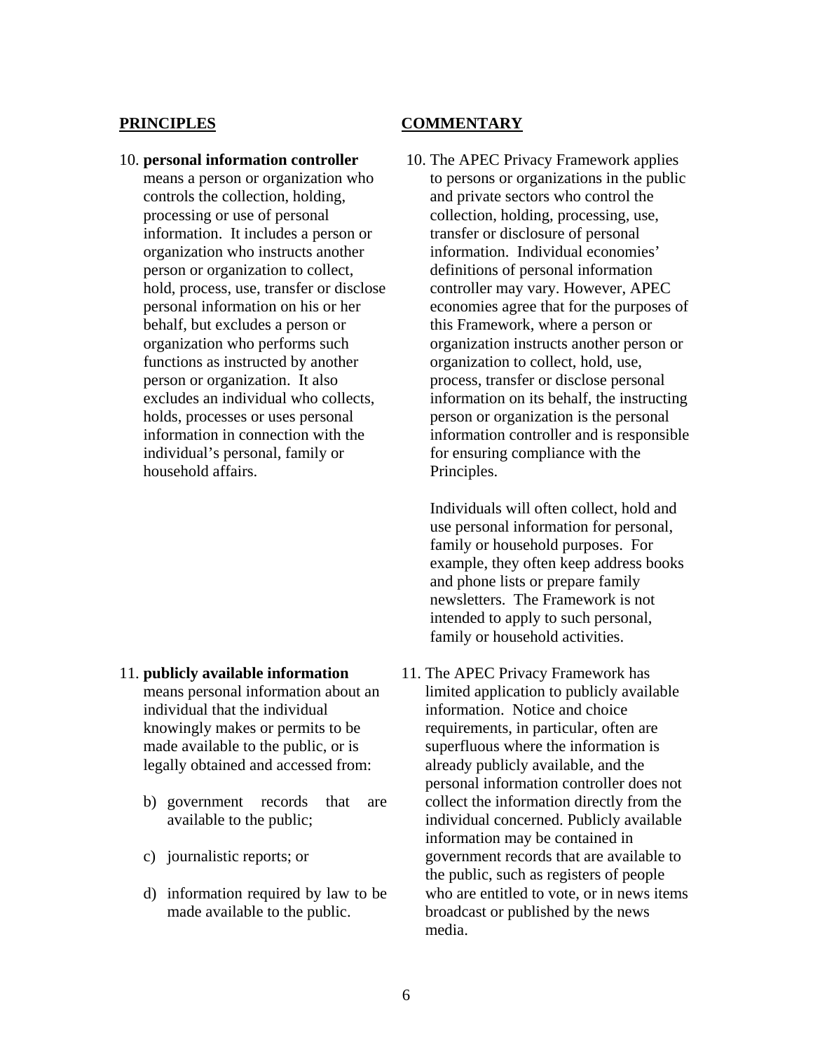**PRINCIPLES**

10. **personal information controller** means a person or organization who controls the collection, holding, processing or use of personal information. It includes a person or organization who instructs another person or organization to collect, hold, process, use, transfer or disclose personal information on his or her behalf, but excludes a person or organization who performs such functions as instructed by another person or organization. It also excludes an individual who collects, holds, processes or uses personal information in connection with the individual's personal, family or household affairs.

**COMMENTARY**

10. The APEC Privacy Framework applies to persons or organizations in the public and private sectors who control the collection, holding, processing, use, transfer or disclosure of personal information. Individual economies' definitions of personal information controller may vary. However, APEC economies agree that for the purposes of this Framework, where a person or organization instructs another person or organization to collect, hold, use, process, transfer or disclose personal information on its behalf, the instructing person or organization is the personal information controller and is responsible for ensuring compliance with the Principles.

    Individuals will often collect, hold and use personal information for personal, family or household purposes. For example, they often keep address books and phone lists or prepare family newsletters. The Framework is not intended to apply to such personal, family or household activities.

**PRINCIPLES**

11. **publicly available information** means personal information about an individual that the individual knowingly makes or permits to be made available to the public, or is legally obtained and accessed from:

    b) government records that are available to the public;

    c) journalistic reports; or

    d) information required by law to be made available to the public.

**COMMENTARY**

11. The APEC Privacy Framework has limited application to publicly available information. Notice and choice requirements, in particular, often are superfluous where the information is already publicly available, and the personal information controller does not collect the information directly from the individual concerned. Publicly available information may be contained in government records that are available to the public, such as registers of people who are entitled to vote, or in news items broadcast or published by the news media.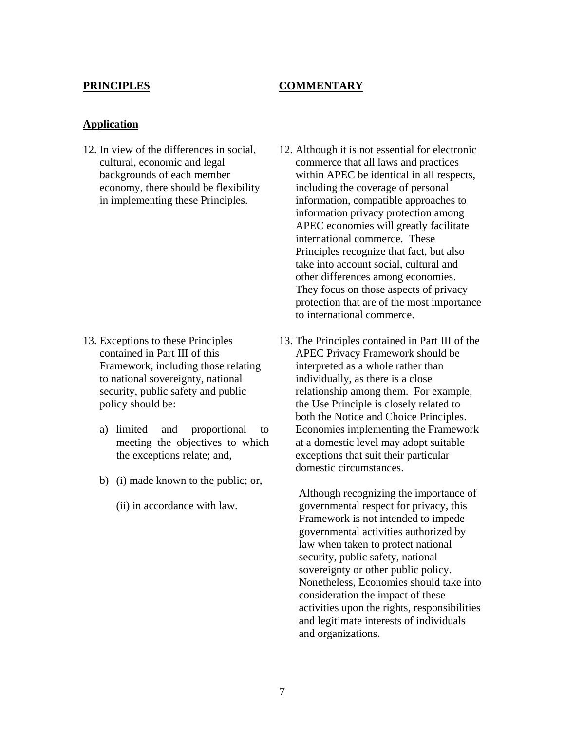**PRINCIPLES** | **COMMENTARY**

## Application

**Principle 12.** In view of the differences in social, cultural, economic and legal backgrounds of each member economy, there should be flexibility in implementing these Principles.

**Commentary 12.** Although it is not essential for electronic commerce that all laws and practices within APEC be identical in all respects, including the coverage of personal information, compatible approaches to information privacy protection among APEC economies will greatly facilitate international commerce. These Principles recognize that fact, but also take into account social, cultural and other differences among economies. They focus on those aspects of privacy protection that are of the most importance to international commerce.

**Principle 13.** Exceptions to these Principles contained in Part III of this Framework, including those relating to national sovereignty, national security, public safety and public policy should be:

a) limited and proportional to meeting the objectives to which the exceptions relate; and,

b) (i) made known to the public; or,

(ii) in accordance with law.

**Commentary 13.** The Principles contained in Part III of the APEC Privacy Framework should be interpreted as a whole rather than individually, as there is a close relationship among them. For example, the Use Principle is closely related to both the Notice and Choice Principles. Economies implementing the Framework at a domestic level may adopt suitable exceptions that suit their particular domestic circumstances.

Although recognizing the importance of governmental respect for privacy, this Framework is not intended to impede governmental activities authorized by law when taken to protect national security, public safety, national sovereignty or other public policy. Nonetheless, Economies should take into consideration the impact of these activities upon the rights, responsibilities and legitimate interests of individuals and organizations.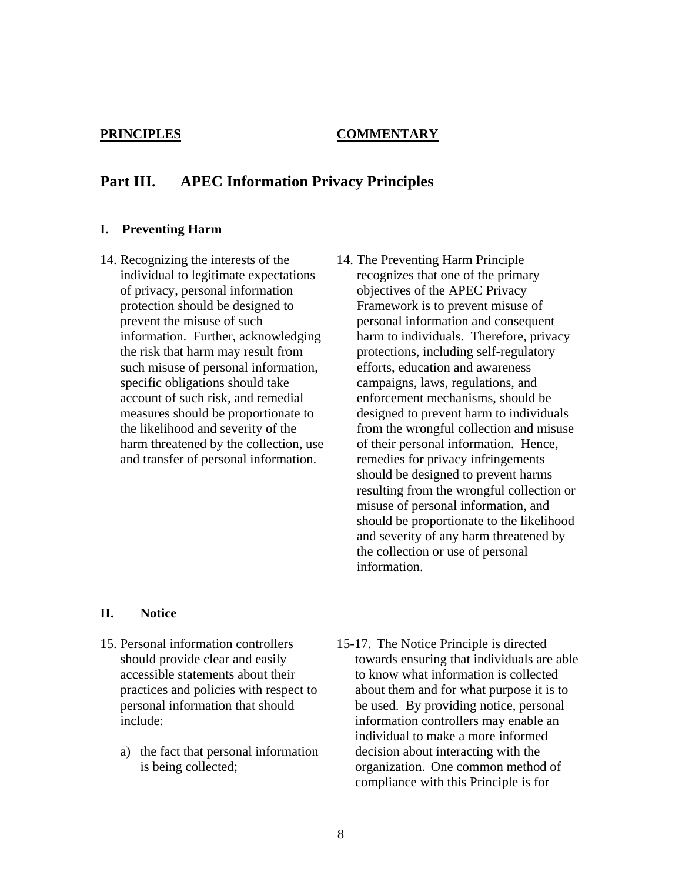**PRINCIPLES** **COMMENTARY**

## Part III. APEC Information Privacy Principles

### I. Preventing Harm

14. Recognizing the interests of the individual to legitimate expectations of privacy, personal information protection should be designed to prevent the misuse of such information. Further, acknowledging the risk that harm may result from such misuse of personal information, specific obligations should take account of such risk, and remedial measures should be proportionate to the likelihood and severity of the harm threatened by the collection, use and transfer of personal information.

14. The Preventing Harm Principle recognizes that one of the primary objectives of the APEC Privacy Framework is to prevent misuse of personal information and consequent harm to individuals. Therefore, privacy protections, including self-regulatory efforts, education and awareness campaigns, laws, regulations, and enforcement mechanisms, should be designed to prevent harm to individuals from the wrongful collection and misuse of their personal information. Hence, remedies for privacy infringements should be designed to prevent harms resulting from the wrongful collection or misuse of personal information, and should be proportionate to the likelihood and severity of any harm threatened by the collection or use of personal information.

### II. Notice

15. Personal information controllers should provide clear and easily accessible statements about their practices and policies with respect to personal information that should include:

    a) the fact that personal information is being collected;

15-17. The Notice Principle is directed towards ensuring that individuals are able to know what information is collected about them and for what purpose it is to be used. By providing notice, personal information controllers may enable an individual to make a more informed decision about interacting with the organization. One common method of compliance with this Principle is for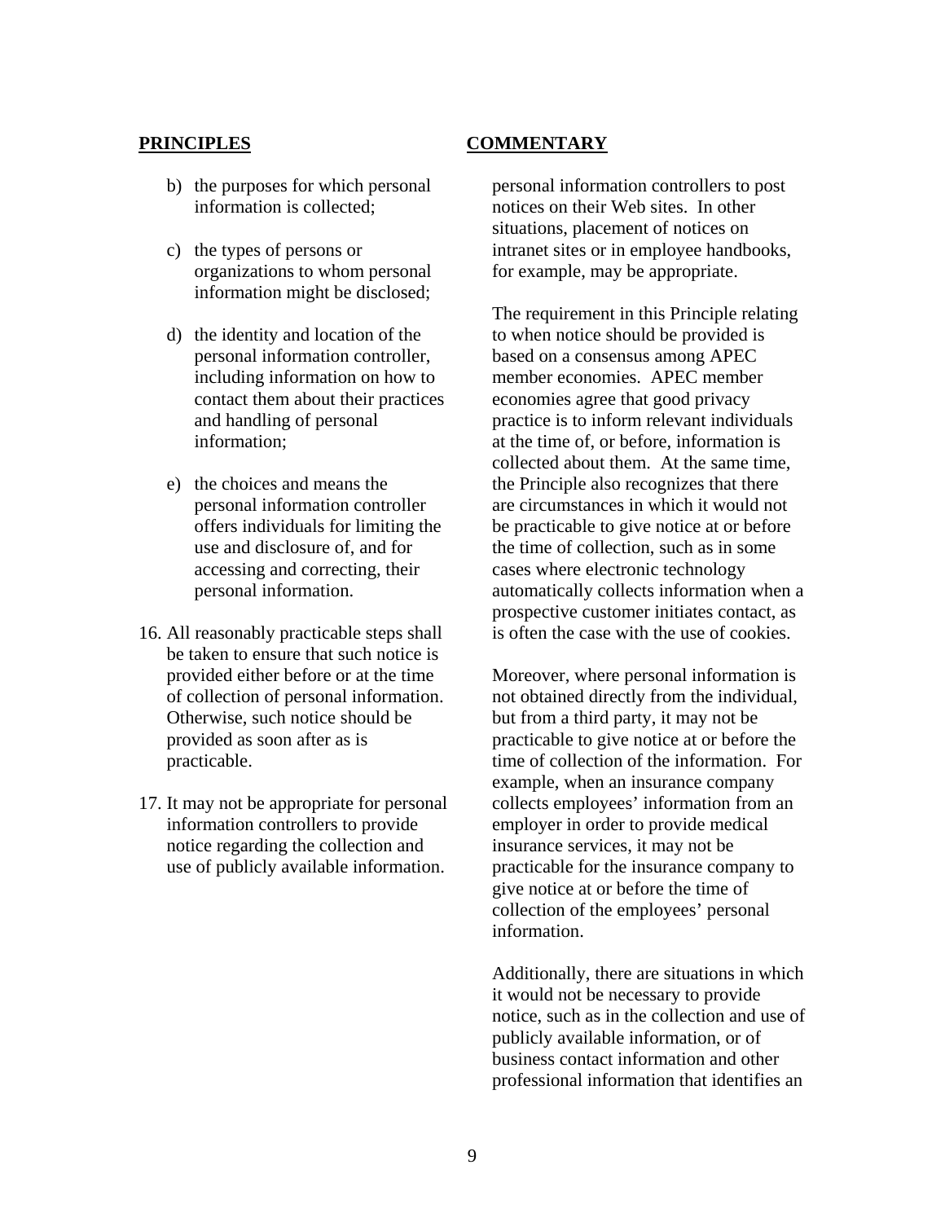**PRINCIPLES**

b) the purposes for which personal information is collected;

c) the types of persons or organizations to whom personal information might be disclosed;

d) the identity and location of the personal information controller, including information on how to contact them about their practices and handling of personal information;

e) the choices and means the personal information controller offers individuals for limiting the use and disclosure of, and for accessing and correcting, their personal information.

16. All reasonably practicable steps shall be taken to ensure that such notice is provided either before or at the time of collection of personal information. Otherwise, such notice should be provided as soon after as is practicable.

17. It may not be appropriate for personal information controllers to provide notice regarding the collection and use of publicly available information.

**COMMENTARY**

personal information controllers to post notices on their Web sites. In other situations, placement of notices on intranet sites or in employee handbooks, for example, may be appropriate.

The requirement in this Principle relating to when notice should be provided is based on a consensus among APEC member economies. APEC member economies agree that good privacy practice is to inform relevant individuals at the time of, or before, information is collected about them. At the same time, the Principle also recognizes that there are circumstances in which it would not be practicable to give notice at or before the time of collection, such as in some cases where electronic technology automatically collects information when a prospective customer initiates contact, as is often the case with the use of cookies.

Moreover, where personal information is not obtained directly from the individual, but from a third party, it may not be practicable to give notice at or before the time of collection of the information. For example, when an insurance company collects employees' information from an employer in order to provide medical insurance services, it may not be practicable for the insurance company to give notice at or before the time of collection of the employees' personal information.

Additionally, there are situations in which it would not be necessary to provide notice, such as in the collection and use of publicly available information, or of business contact information and other professional information that identifies an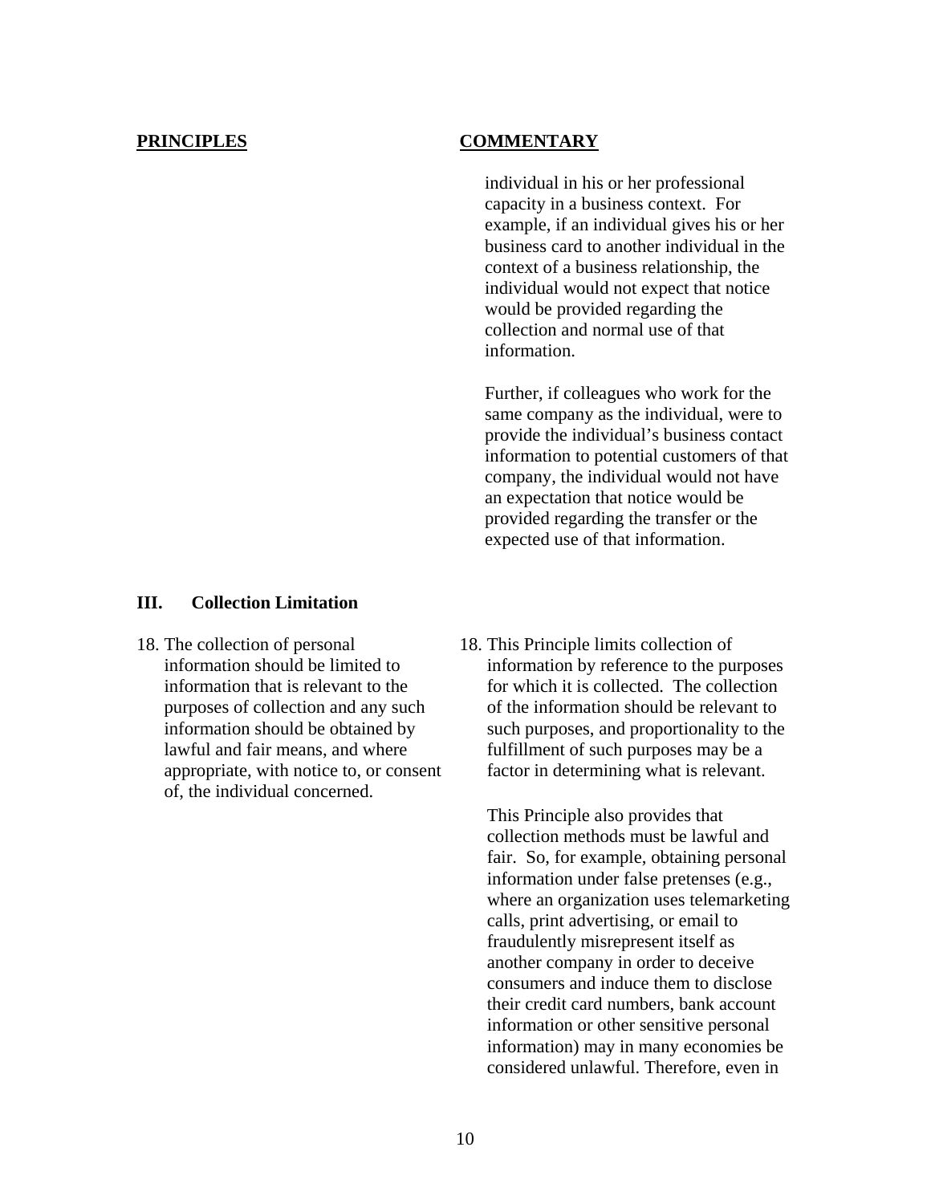**PRINCIPLES** | **COMMENTARY**

individual in his or her professional capacity in a business context. For example, if an individual gives his or her business card to another individual in the context of a business relationship, the individual would not expect that notice would be provided regarding the collection and normal use of that information.

Further, if colleagues who work for the same company as the individual, were to provide the individual's business contact information to potential customers of that company, the individual would not have an expectation that notice would be provided regarding the transfer or the expected use of that information.

### III. Collection Limitation

18. The collection of personal information should be limited to information that is relevant to the purposes of collection and any such information should be obtained by lawful and fair means, and where appropriate, with notice to, or consent of, the individual concerned.

18. This Principle limits collection of information by reference to the purposes for which it is collected. The collection of the information should be relevant to such purposes, and proportionality to the fulfillment of such purposes may be a factor in determining what is relevant.

This Principle also provides that collection methods must be lawful and fair. So, for example, obtaining personal information under false pretenses (e.g., where an organization uses telemarketing calls, print advertising, or email to fraudulently misrepresent itself as another company in order to deceive consumers and induce them to disclose their credit card numbers, bank account information or other sensitive personal information) may in many economies be considered unlawful. Therefore, even in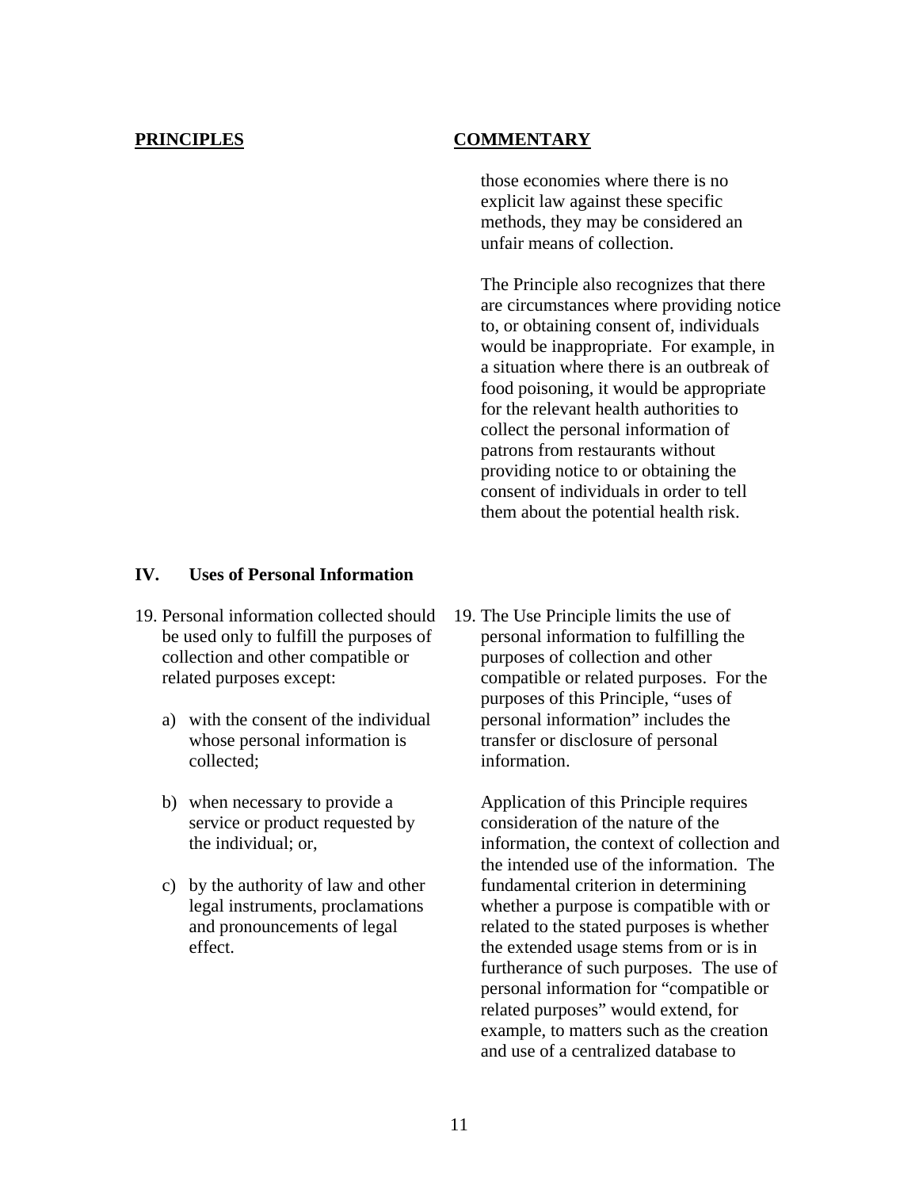**PRINCIPLES**

**COMMENTARY**

those economies where there is no explicit law against these specific methods, they may be considered an unfair means of collection.

The Principle also recognizes that there are circumstances where providing notice to, or obtaining consent of, individuals would be inappropriate. For example, in a situation where there is an outbreak of food poisoning, it would be appropriate for the relevant health authorities to collect the personal information of patrons from restaurants without providing notice to or obtaining the consent of individuals in order to tell them about the potential health risk.

### IV. Uses of Personal Information

19. Personal information collected should be used only to fulfill the purposes of collection and other compatible or related purposes except:

    a) with the consent of the individual whose personal information is collected;

    b) when necessary to provide a service or product requested by the individual; or,

    c) by the authority of law and other legal instruments, proclamations and pronouncements of legal effect.

19. The Use Principle limits the use of personal information to fulfilling the purposes of collection and other compatible or related purposes. For the purposes of this Principle, "uses of personal information" includes the transfer or disclosure of personal information.

    Application of this Principle requires consideration of the nature of the information, the context of collection and the intended use of the information. The fundamental criterion in determining whether a purpose is compatible with or related to the stated purposes is whether the extended usage stems from or is in furtherance of such purposes. The use of personal information for "compatible or related purposes" would extend, for example, to matters such as the creation and use of a centralized database to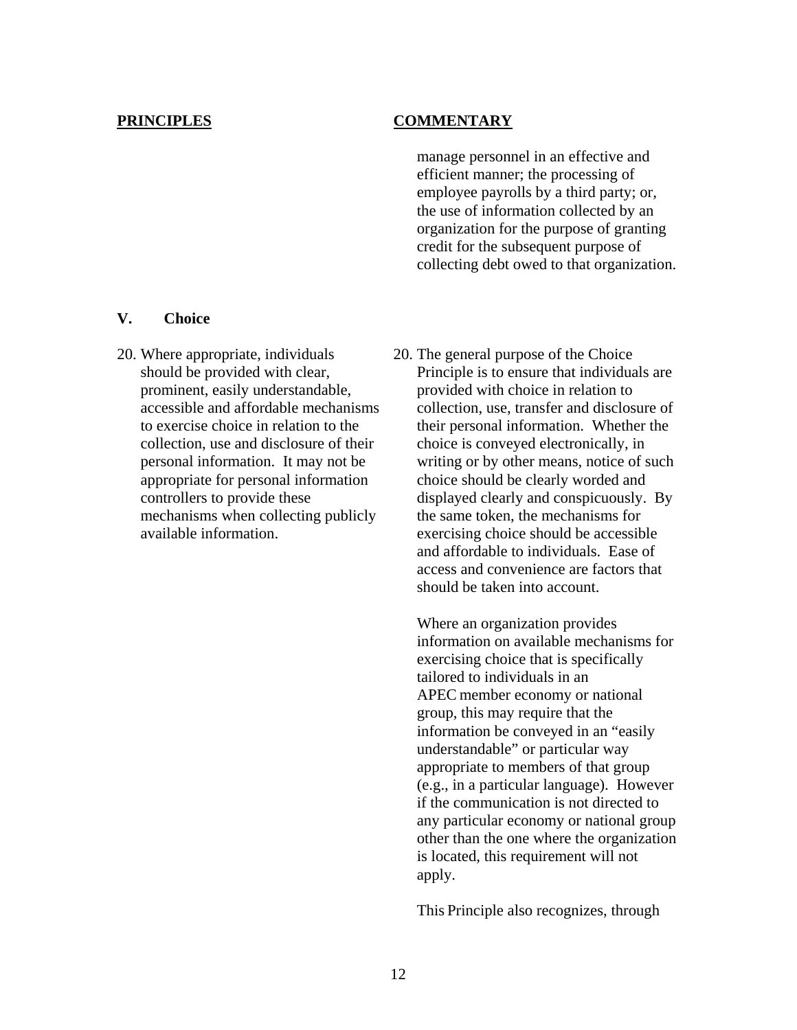**PRINCIPLES** | **COMMENTARY**

manage personnel in an effective and efficient manner; the processing of employee payrolls by a third party; or, the use of information collected by an organization for the purpose of granting credit for the subsequent purpose of collecting debt owed to that organization.

## V. Choice

20. Where appropriate, individuals should be provided with clear, prominent, easily understandable, accessible and affordable mechanisms to exercise choice in relation to the collection, use and disclosure of their personal information. It may not be appropriate for personal information controllers to provide these mechanisms when collecting publicly available information.

*Commentary:*

20. The general purpose of the Choice Principle is to ensure that individuals are provided with choice in relation to collection, use, transfer and disclosure of their personal information. Whether the choice is conveyed electronically, in writing or by other means, notice of such choice should be clearly worded and displayed clearly and conspicuously. By the same token, the mechanisms for exercising choice should be accessible and affordable to individuals. Ease of access and convenience are factors that should be taken into account.

    Where an organization provides information on available mechanisms for exercising choice that is specifically tailored to individuals in an APEC member economy or national group, this may require that the information be conveyed in an "easily understandable" or particular way appropriate to members of that group (e.g., in a particular language). However if the communication is not directed to any particular economy or national group other than the one where the organization is located, this requirement will not apply.

    This Principle also recognizes, through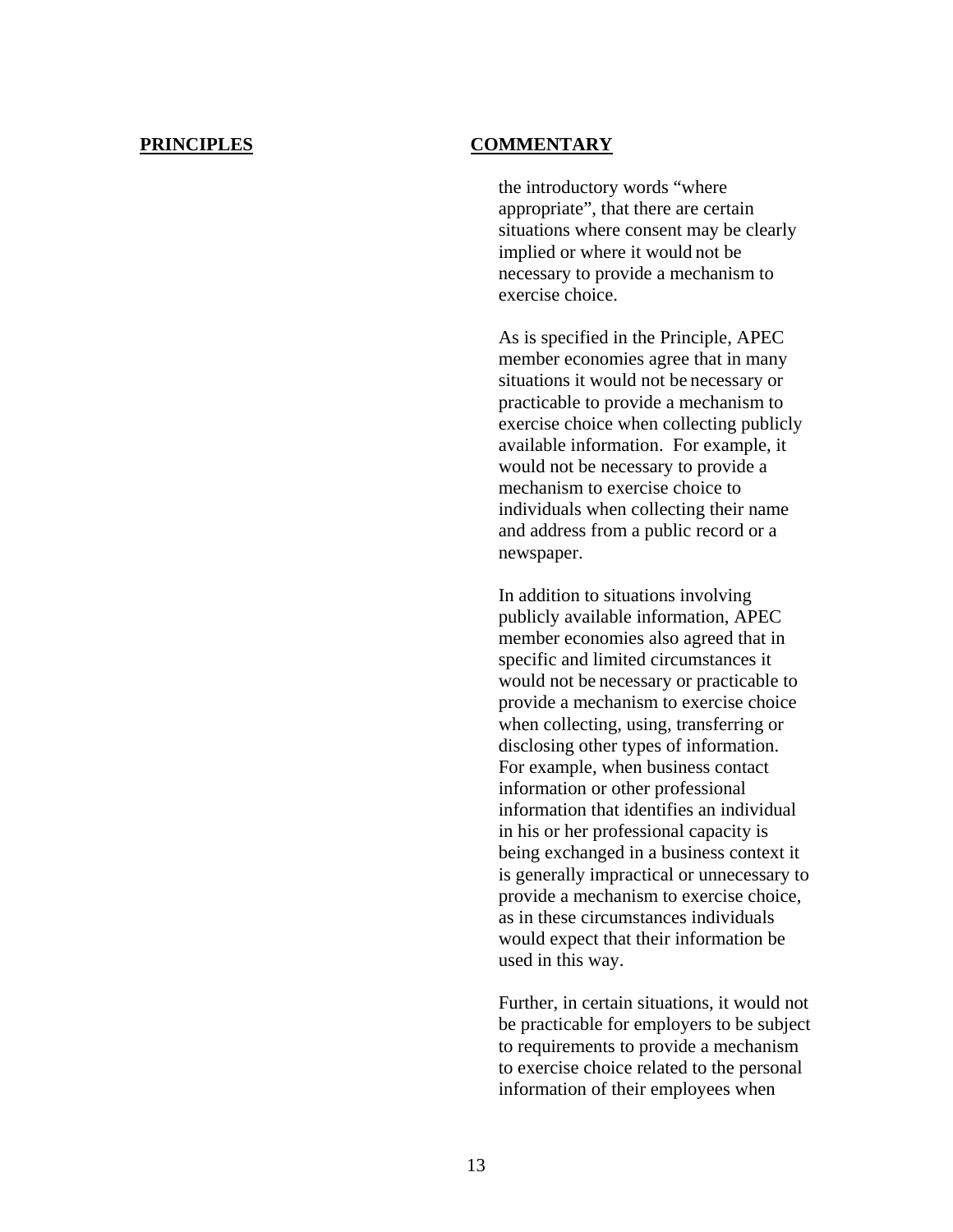**PRINCIPLES** **COMMENTARY**

the introductory words "where appropriate", that there are certain situations where consent may be clearly implied or where it would not be necessary to provide a mechanism to exercise choice.

As is specified in the Principle, APEC member economies agree that in many situations it would not be necessary or practicable to provide a mechanism to exercise choice when collecting publicly available information. For example, it would not be necessary to provide a mechanism to exercise choice to individuals when collecting their name and address from a public record or a newspaper.

In addition to situations involving publicly available information, APEC member economies also agreed that in specific and limited circumstances it would not be necessary or practicable to provide a mechanism to exercise choice when collecting, using, transferring or disclosing other types of information. For example, when business contact information or other professional information that identifies an individual in his or her professional capacity is being exchanged in a business context it is generally impractical or unnecessary to provide a mechanism to exercise choice, as in these circumstances individuals would expect that their information be used in this way.

Further, in certain situations, it would not be practicable for employers to be subject to requirements to provide a mechanism to exercise choice related to the personal information of their employees when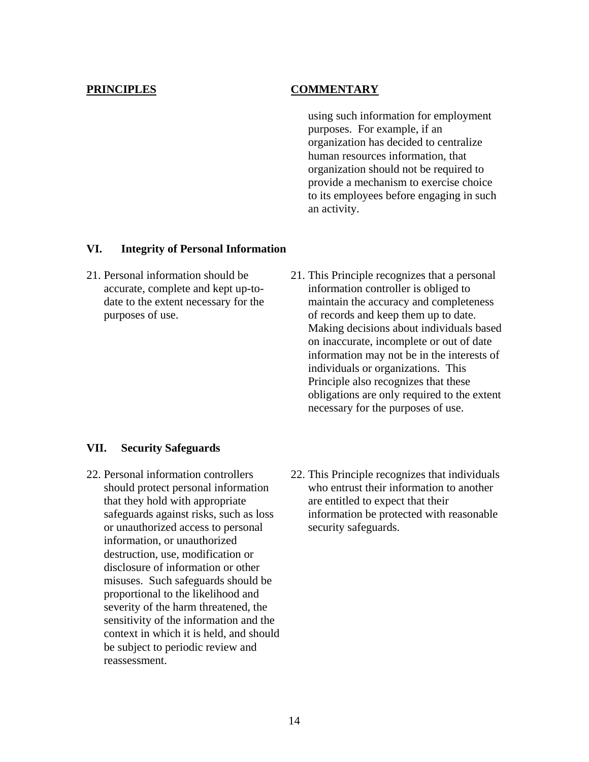**PRINCIPLES** | **COMMENTARY**

using such information for employment purposes. For example, if an organization has decided to centralize human resources information, that organization should not be required to provide a mechanism to exercise choice to its employees before engaging in such an activity.

## VI. Integrity of Personal Information

21. Personal information should be accurate, complete and kept up-to-date to the extent necessary for the purposes of use.

21. This Principle recognizes that a personal information controller is obliged to maintain the accuracy and completeness of records and keep them up to date. Making decisions about individuals based on inaccurate, incomplete or out of date information may not be in the interests of individuals or organizations. This Principle also recognizes that these obligations are only required to the extent necessary for the purposes of use.

## VII. Security Safeguards

22. Personal information controllers should protect personal information that they hold with appropriate safeguards against risks, such as loss or unauthorized access to personal information, or unauthorized destruction, use, modification or disclosure of information or other misuses. Such safeguards should be proportional to the likelihood and severity of the harm threatened, the sensitivity of the information and the context in which it is held, and should be subject to periodic review and reassessment.

22. This Principle recognizes that individuals who entrust their information to another are entitled to expect that their information be protected with reasonable security safeguards.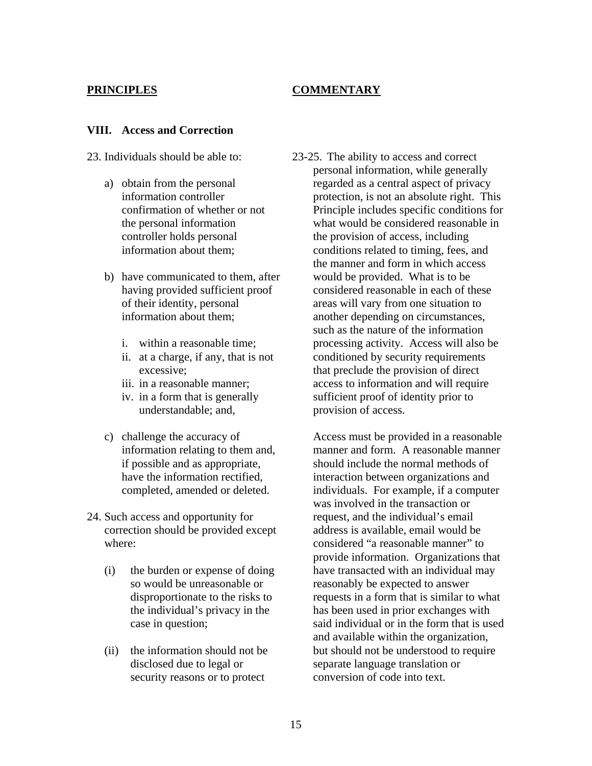**PRINCIPLES**

### VIII. Access and Correction

23. Individuals should be able to:

    a) obtain from the personal information controller confirmation of whether or not the personal information controller holds personal information about them;

    b) have communicated to them, after having provided sufficient proof of their identity, personal information about them;

        i. within a reasonable time;
        ii. at a charge, if any, that is not excessive;
        iii. in a reasonable manner;
        iv. in a form that is generally understandable; and,

    c) challenge the accuracy of information relating to them and, if possible and as appropriate, have the information rectified, completed, amended or deleted.

24. Such access and opportunity for correction should be provided except where:

    (i) the burden or expense of doing so would be unreasonable or disproportionate to the risks to the individual's privacy in the case in question;

    (ii) the information should not be disclosed due to legal or security reasons or to protect

**COMMENTARY**

23-25. The ability to access and correct personal information, while generally regarded as a central aspect of privacy protection, is not an absolute right. This Principle includes specific conditions for what would be considered reasonable in the provision of access, including conditions related to timing, fees, and the manner and form in which access would be provided. What is to be considered reasonable in each of these areas will vary from one situation to another depending on circumstances, such as the nature of the information processing activity. Access will also be conditioned by security requirements that preclude the provision of direct access to information and will require sufficient proof of identity prior to provision of access.

Access must be provided in a reasonable manner and form. A reasonable manner should include the normal methods of interaction between organizations and individuals. For example, if a computer was involved in the transaction or request, and the individual's email address is available, email would be considered "a reasonable manner" to provide information. Organizations that have transacted with an individual may reasonably be expected to answer requests in a form that is similar to what has been used in prior exchanges with said individual or in the form that is used and available within the organization, but should not be understood to require separate language translation or conversion of code into text.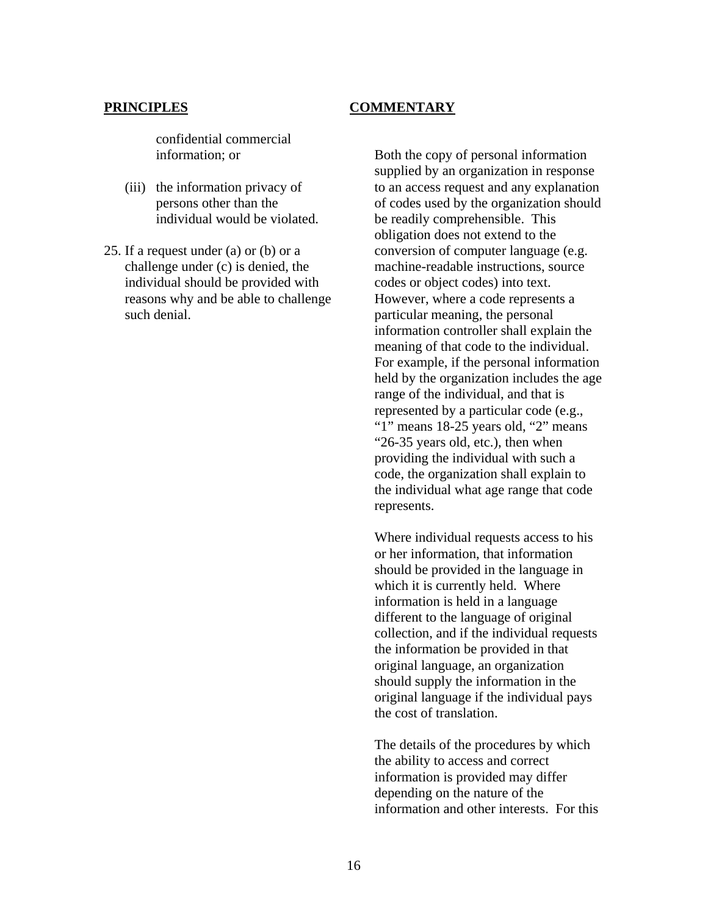**PRINCIPLES**

confidential commercial information; or

(iii) the information privacy of persons other than the individual would be violated.

25. If a request under (a) or (b) or a challenge under (c) is denied, the individual should be provided with reasons why and be able to challenge such denial.

**COMMENTARY**

Both the copy of personal information supplied by an organization in response to an access request and any explanation of codes used by the organization should be readily comprehensible. This obligation does not extend to the conversion of computer language (e.g. machine-readable instructions, source codes or object codes) into text. However, where a code represents a particular meaning, the personal information controller shall explain the meaning of that code to the individual. For example, if the personal information held by the organization includes the age range of the individual, and that is represented by a particular code (e.g., "1" means 18-25 years old, "2" means "26-35 years old, etc.), then when providing the individual with such a code, the organization shall explain to the individual what age range that code represents.

Where individual requests access to his or her information, that information should be provided in the language in which it is currently held. Where information is held in a language different to the language of original collection, and if the individual requests the information be provided in that original language, an organization should supply the information in the original language if the individual pays the cost of translation.

The details of the procedures by which the ability to access and correct information is provided may differ depending on the nature of the information and other interests. For this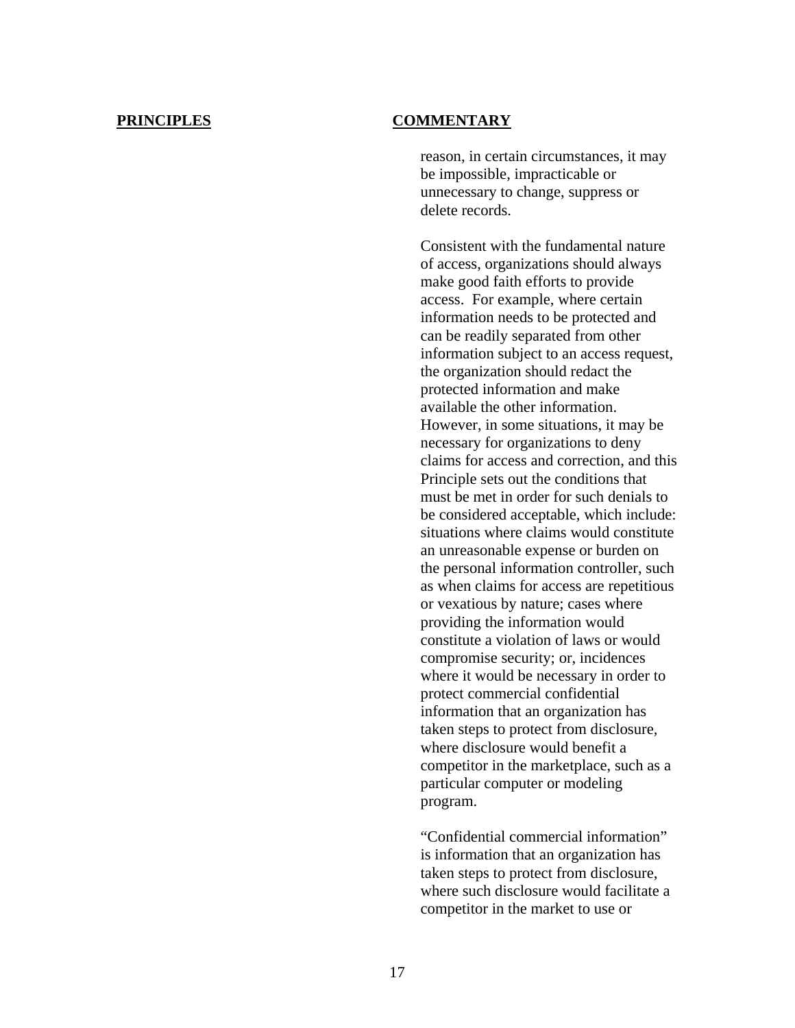**PRINCIPLES** **COMMENTARY**

reason, in certain circumstances, it may be impossible, impracticable or unnecessary to change, suppress or delete records.

Consistent with the fundamental nature of access, organizations should always make good faith efforts to provide access. For example, where certain information needs to be protected and can be readily separated from other information subject to an access request, the organization should redact the protected information and make available the other information. However, in some situations, it may be necessary for organizations to deny claims for access and correction, and this Principle sets out the conditions that must be met in order for such denials to be considered acceptable, which include: situations where claims would constitute an unreasonable expense or burden on the personal information controller, such as when claims for access are repetitious or vexatious by nature; cases where providing the information would constitute a violation of laws or would compromise security; or, incidences where it would be necessary in order to protect commercial confidential information that an organization has taken steps to protect from disclosure, where disclosure would benefit a competitor in the marketplace, such as a particular computer or modeling program.

“Confidential commercial information” is information that an organization has taken steps to protect from disclosure, where such disclosure would facilitate a competitor in the market to use or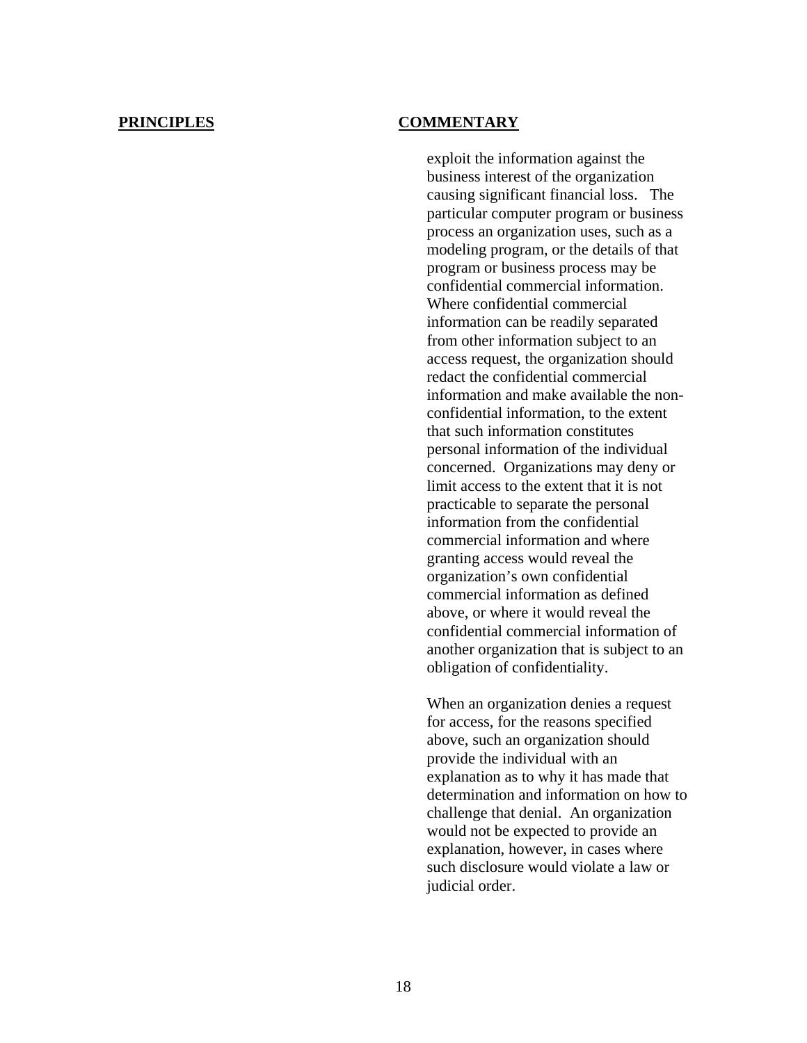**PRINCIPLES** | **COMMENTARY**

exploit the information against the business interest of the organization causing significant financial loss. The particular computer program or business process an organization uses, such as a modeling program, or the details of that program or business process may be confidential commercial information. Where confidential commercial information can be readily separated from other information subject to an access request, the organization should redact the confidential commercial information and make available the non-confidential information, to the extent that such information constitutes personal information of the individual concerned. Organizations may deny or limit access to the extent that it is not practicable to separate the personal information from the confidential commercial information and where granting access would reveal the organization's own confidential commercial information as defined above, or where it would reveal the confidential commercial information of another organization that is subject to an obligation of confidentiality.

When an organization denies a request for access, for the reasons specified above, such an organization should provide the individual with an explanation as to why it has made that determination and information on how to challenge that denial. An organization would not be expected to provide an explanation, however, in cases where such disclosure would violate a law or judicial order.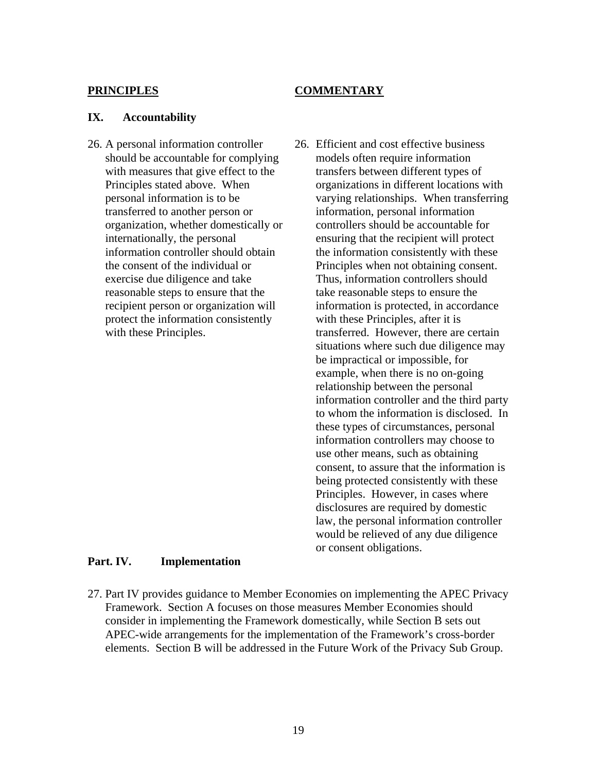**PRINCIPLES**

### IX. Accountability

26. A personal information controller should be accountable for complying with measures that give effect to the Principles stated above. When personal information is to be transferred to another person or organization, whether domestically or internationally, the personal information controller should obtain the consent of the individual or exercise due diligence and take reasonable steps to ensure that the recipient person or organization will protect the information consistently with these Principles.

**COMMENTARY**

26. Efficient and cost effective business models often require information transfers between different types of organizations in different locations with varying relationships. When transferring information, personal information controllers should be accountable for ensuring that the recipient will protect the information consistently with these Principles when not obtaining consent. Thus, information controllers should take reasonable steps to ensure the information is protected, in accordance with these Principles, after it is transferred. However, there are certain situations where such due diligence may be impractical or impossible, for example, when there is no on-going relationship between the personal information controller and the third party to whom the information is disclosed. In these types of circumstances, personal information controllers may choose to use other means, such as obtaining consent, to assure that the information is being protected consistently with these Principles. However, in cases where disclosures are required by domestic law, the personal information controller would be relieved of any due diligence or consent obligations.

## Part. IV. Implementation

27. Part IV provides guidance to Member Economies on implementing the APEC Privacy Framework. Section A focuses on those measures Member Economies should consider in implementing the Framework domestically, while Section B sets out APEC-wide arrangements for the implementation of the Framework's cross-border elements. Section B will be addressed in the Future Work of the Privacy Sub Group.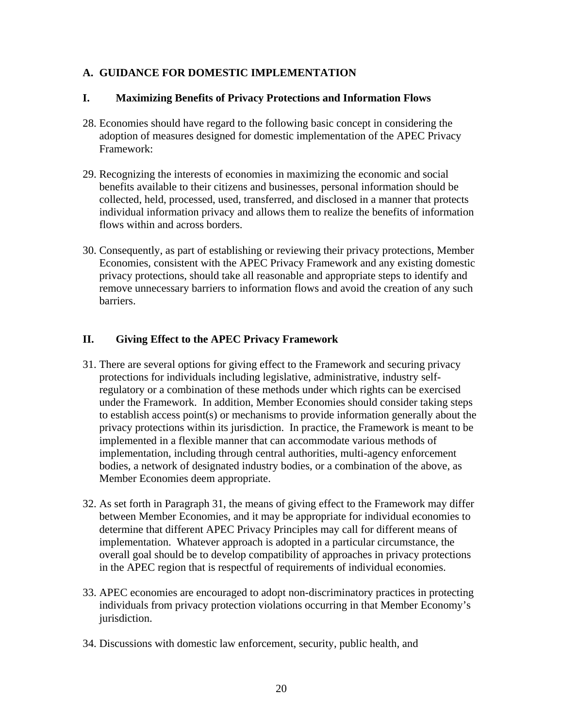## A. GUIDANCE FOR DOMESTIC IMPLEMENTATION

### I. Maximizing Benefits of Privacy Protections and Information Flows

28. Economies should have regard to the following basic concept in considering the adoption of measures designed for domestic implementation of the APEC Privacy Framework:

29. Recognizing the interests of economies in maximizing the economic and social benefits available to their citizens and businesses, personal information should be collected, held, processed, used, transferred, and disclosed in a manner that protects individual information privacy and allows them to realize the benefits of information flows within and across borders.

30. Consequently, as part of establishing or reviewing their privacy protections, Member Economies, consistent with the APEC Privacy Framework and any existing domestic privacy protections, should take all reasonable and appropriate steps to identify and remove unnecessary barriers to information flows and avoid the creation of any such barriers.

### II. Giving Effect to the APEC Privacy Framework

31. There are several options for giving effect to the Framework and securing privacy protections for individuals including legislative, administrative, industry self-regulatory or a combination of these methods under which rights can be exercised under the Framework. In addition, Member Economies should consider taking steps to establish access point(s) or mechanisms to provide information generally about the privacy protections within its jurisdiction. In practice, the Framework is meant to be implemented in a flexible manner that can accommodate various methods of implementation, including through central authorities, multi-agency enforcement bodies, a network of designated industry bodies, or a combination of the above, as Member Economies deem appropriate.

32. As set forth in Paragraph 31, the means of giving effect to the Framework may differ between Member Economies, and it may be appropriate for individual economies to determine that different APEC Privacy Principles may call for different means of implementation. Whatever approach is adopted in a particular circumstance, the overall goal should be to develop compatibility of approaches in privacy protections in the APEC region that is respectful of requirements of individual economies.

33. APEC economies are encouraged to adopt non-discriminatory practices in protecting individuals from privacy protection violations occurring in that Member Economy's jurisdiction.

34. Discussions with domestic law enforcement, security, public health, and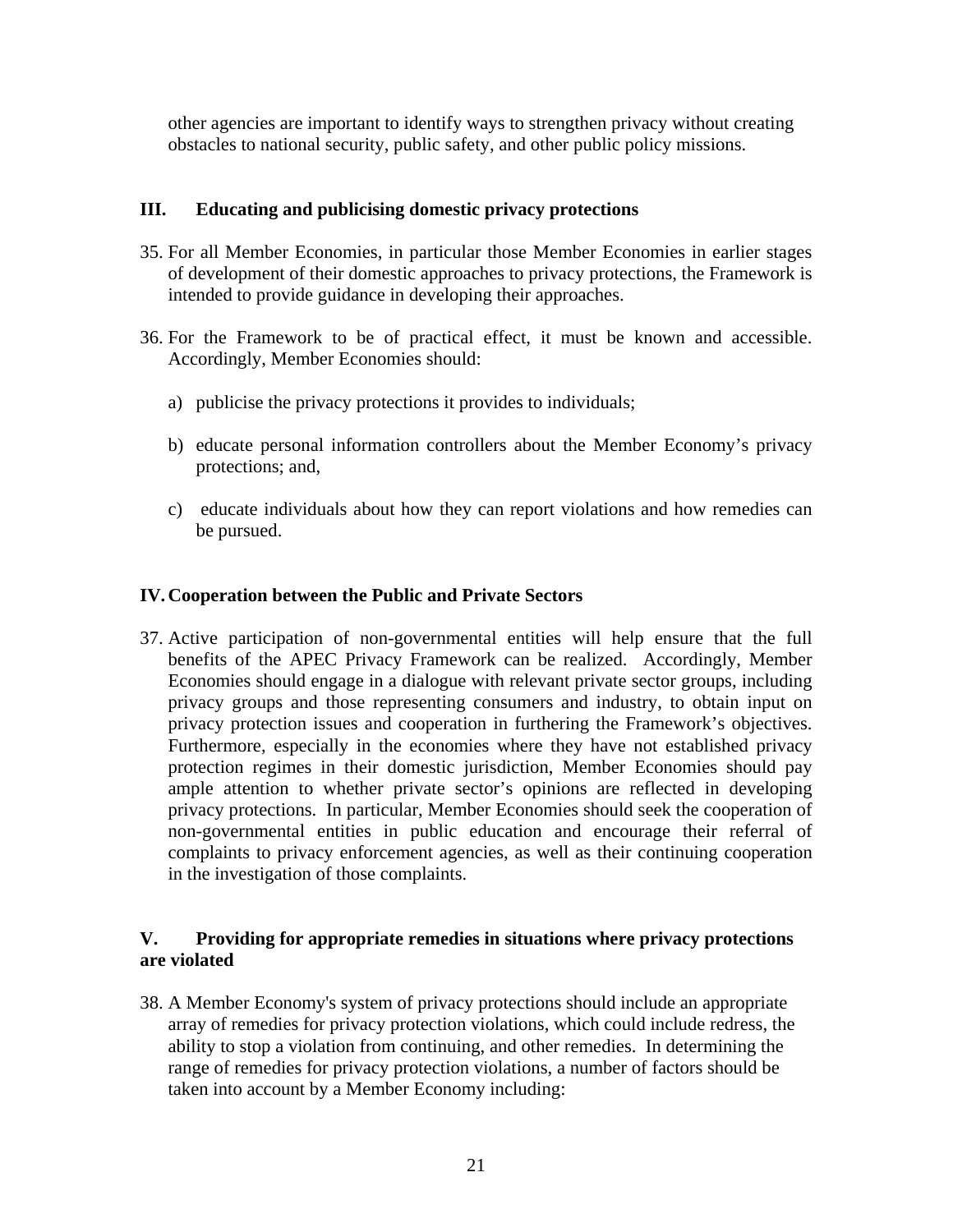other agencies are important to identify ways to strengthen privacy without creating obstacles to national security, public safety, and other public policy missions.

## III. Educating and publicising domestic privacy protections

35. For all Member Economies, in particular those Member Economies in earlier stages of development of their domestic approaches to privacy protections, the Framework is intended to provide guidance in developing their approaches.

36. For the Framework to be of practical effect, it must be known and accessible. Accordingly, Member Economies should:

    a) publicise the privacy protections it provides to individuals;

    b) educate personal information controllers about the Member Economy's privacy protections; and,

    c) educate individuals about how they can report violations and how remedies can be pursued.

## IV. Cooperation between the Public and Private Sectors

37. Active participation of non-governmental entities will help ensure that the full benefits of the APEC Privacy Framework can be realized. Accordingly, Member Economies should engage in a dialogue with relevant private sector groups, including privacy groups and those representing consumers and industry, to obtain input on privacy protection issues and cooperation in furthering the Framework's objectives. Furthermore, especially in the economies where they have not established privacy protection regimes in their domestic jurisdiction, Member Economies should pay ample attention to whether private sector's opinions are reflected in developing privacy protections. In particular, Member Economies should seek the cooperation of non-governmental entities in public education and encourage their referral of complaints to privacy enforcement agencies, as well as their continuing cooperation in the investigation of those complaints.

## V. Providing for appropriate remedies in situations where privacy protections are violated

38. A Member Economy's system of privacy protections should include an appropriate array of remedies for privacy protection violations, which could include redress, the ability to stop a violation from continuing, and other remedies. In determining the range of remedies for privacy protection violations, a number of factors should be taken into account by a Member Economy including: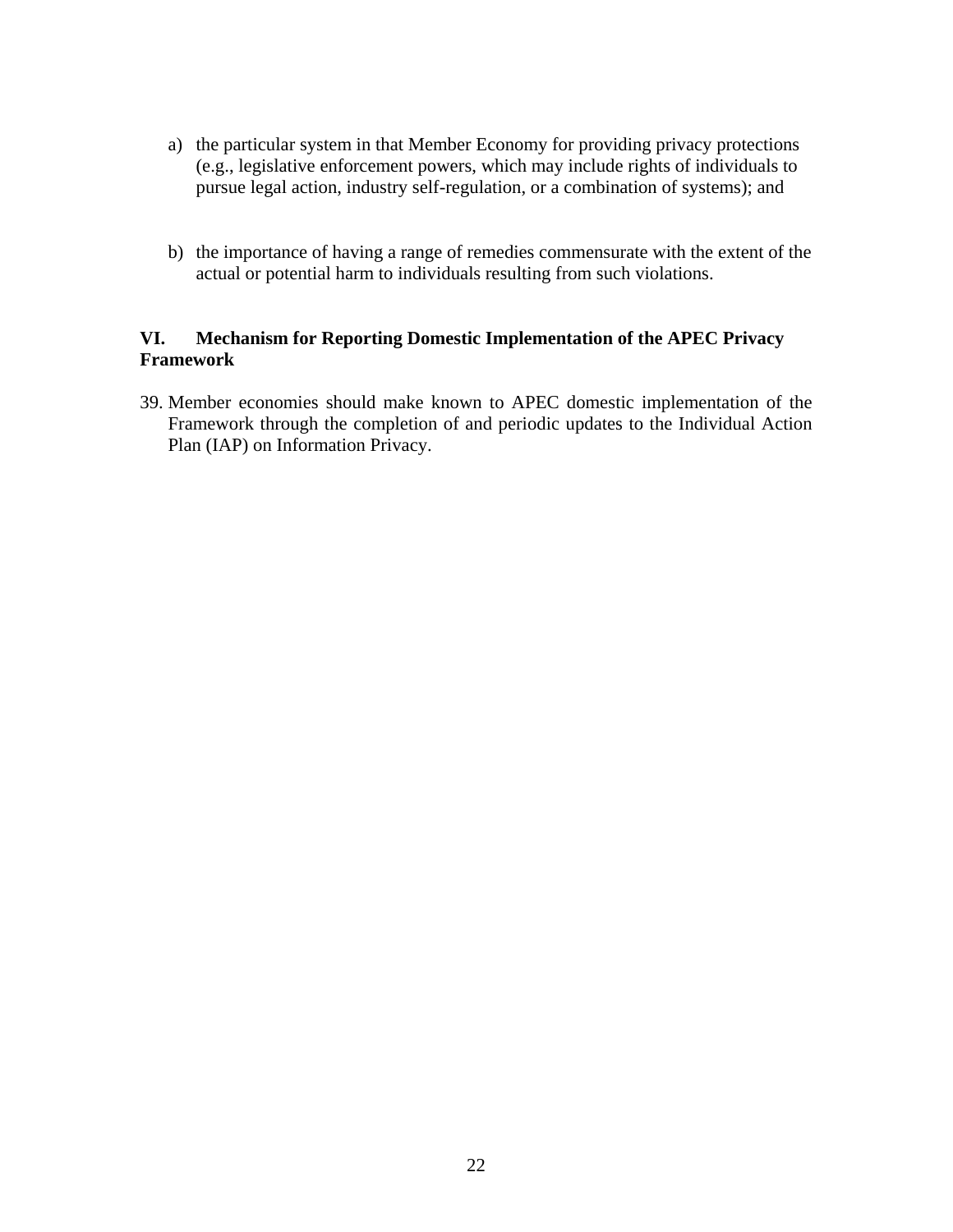a) the particular system in that Member Economy for providing privacy protections (e.g., legislative enforcement powers, which may include rights of individuals to pursue legal action, industry self-regulation, or a combination of systems); and

b) the importance of having a range of remedies commensurate with the extent of the actual or potential harm to individuals resulting from such violations.

## VI. Mechanism for Reporting Domestic Implementation of the APEC Privacy Framework

39. Member economies should make known to APEC domestic implementation of the Framework through the completion of and periodic updates to the Individual Action Plan (IAP) on Information Privacy.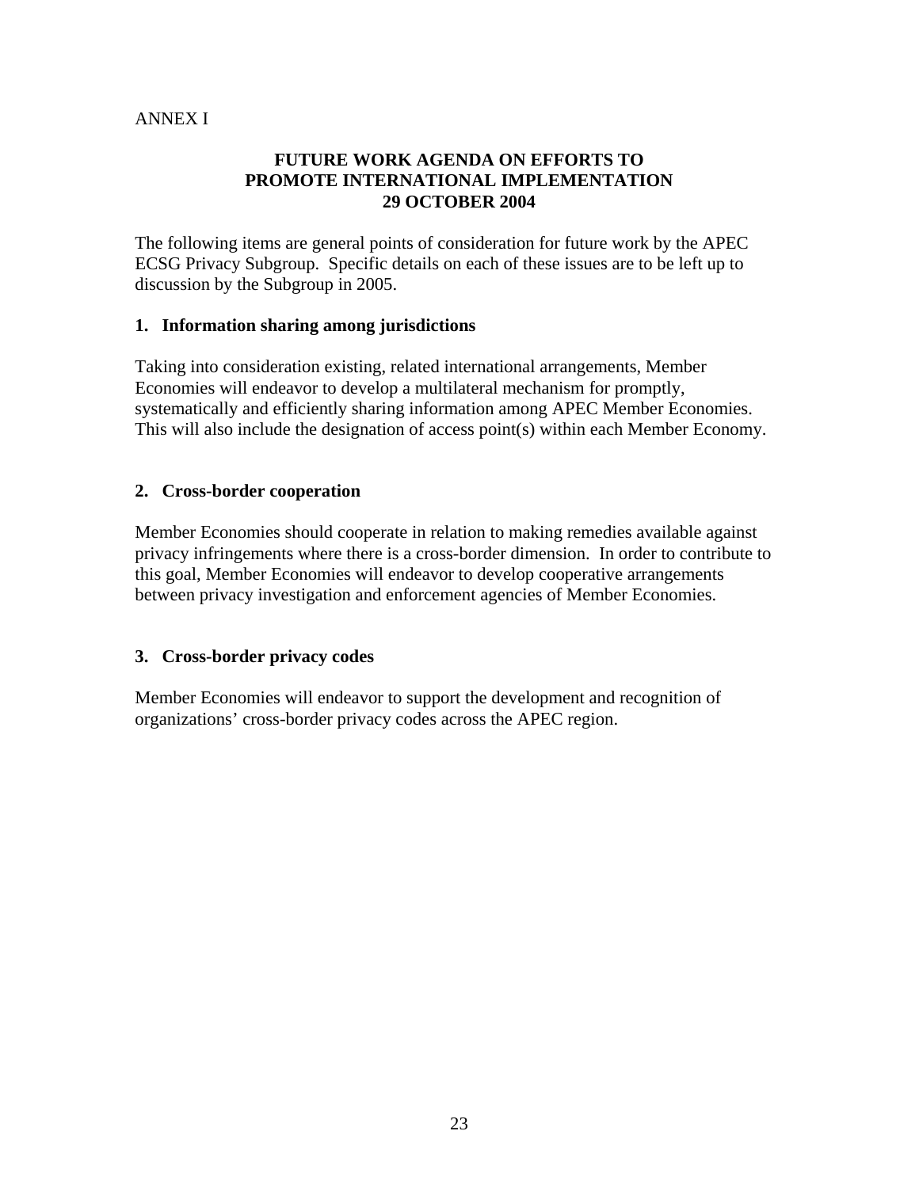ANNEX I

## FUTURE WORK AGENDA ON EFFORTS TO PROMOTE INTERNATIONAL IMPLEMENTATION 29 OCTOBER 2004

The following items are general points of consideration for future work by the APEC ECSG Privacy Subgroup. Specific details on each of these issues are to be left up to discussion by the Subgroup in 2005.

### 1. Information sharing among jurisdictions

Taking into consideration existing, related international arrangements, Member Economies will endeavor to develop a multilateral mechanism for promptly, systematically and efficiently sharing information among APEC Member Economies. This will also include the designation of access point(s) within each Member Economy.

### 2. Cross-border cooperation

Member Economies should cooperate in relation to making remedies available against privacy infringements where there is a cross-border dimension. In order to contribute to this goal, Member Economies will endeavor to develop cooperative arrangements between privacy investigation and enforcement agencies of Member Economies.

### 3. Cross-border privacy codes

Member Economies will endeavor to support the development and recognition of organizations' cross-border privacy codes across the APEC region.